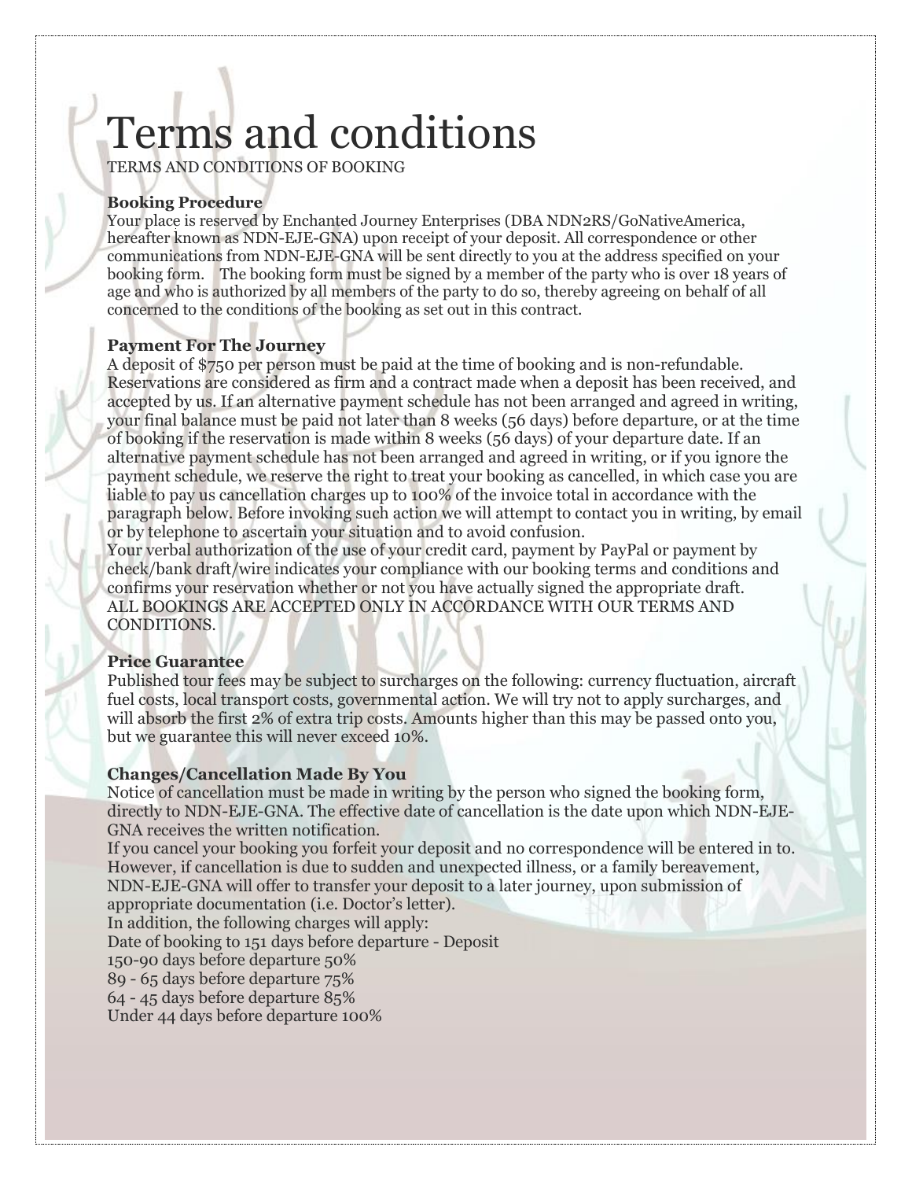# Terms and conditions

TERMS AND CONDITIONS OF BOOKING

**Booking Procedure**

Your place is reserved by Enchanted Journey Enterprises (DBA NDN2RS/GoNativeAmerica, hereafter known as NDN-EJE-GNA) upon receipt of your deposit. All correspondence or other communications from NDN-EJE-GNA will be sent directly to you at the address specified on your booking form. The booking form must be signed by a member of the party who is over 18 years of age and who is authorized by all members of the party to do so, thereby agreeing on behalf of all concerned to the conditions of the booking as set out in this contract.

**Payment For The Journey**

A deposit of $750 per person must be paid at the time of booking and is non-refundable. Reservations are considered as firm and a contract made when a deposit has been received, and accepted by us. If an alternative payment schedule has not been arranged and agreed in writing, your final balance must be paid not later than 8 weeks (56 days) before departure, or at the time of booking if the reservation is made within 8 weeks (56 days) of your departure date. If an alternative payment schedule has not been arranged and agreed in writing, or if you ignore the payment schedule, we reserve the right to treat your booking as cancelled, in which case you are liable to pay us cancellation charges up to 100% of the invoice total in accordance with the paragraph below. Before invoking such action we will attempt to contact you in writing, by email or by telephone to ascertain your situation and to avoid confusion.

Your verbal authorization of the use of your credit card, payment by PayPal or payment by check/bank draft/wire indicates your compliance with our booking terms and conditions and confirms your reservation whether or not you have actually signed the appropriate draft.

ALL BOOKINGS ARE ACCEPTED ONLY IN ACCORDANCE WITH OUR TERMS AND CONDITIONS.

**Price Guarantee**

Published tour fees may be subject to surcharges on the following: currency fluctuation, aircraft fuel costs, local transport costs, governmental action. We will try not to apply surcharges, and will absorb the first 2% of extra trip costs. Amounts higher than this may be passed onto you, but we guarantee this will never exceed 10%.

**Changes/Cancellation Made By You**

Notice of cancellation must be made in writing by the person who signed the booking form, directly to NDN-EJE-GNA. The effective date of cancellation is the date upon which NDN-EJE-GNA receives the written notification.

If you cancel your booking you forfeit your deposit and no correspondence will be entered in to. However, if cancellation is due to sudden and unexpected illness, or a family bereavement, NDN-EJE-GNA will offer to transfer your deposit to a later journey, upon submission of appropriate documentation (i.e. Doctor's letter).

In addition, the following charges will apply:

Date of booking to 151 days before departure - Deposit

150-90 days before departure 50%

89 - 65 days before departure 75%

64 - 45 days before departure 85%

Under 44 days before departure 100%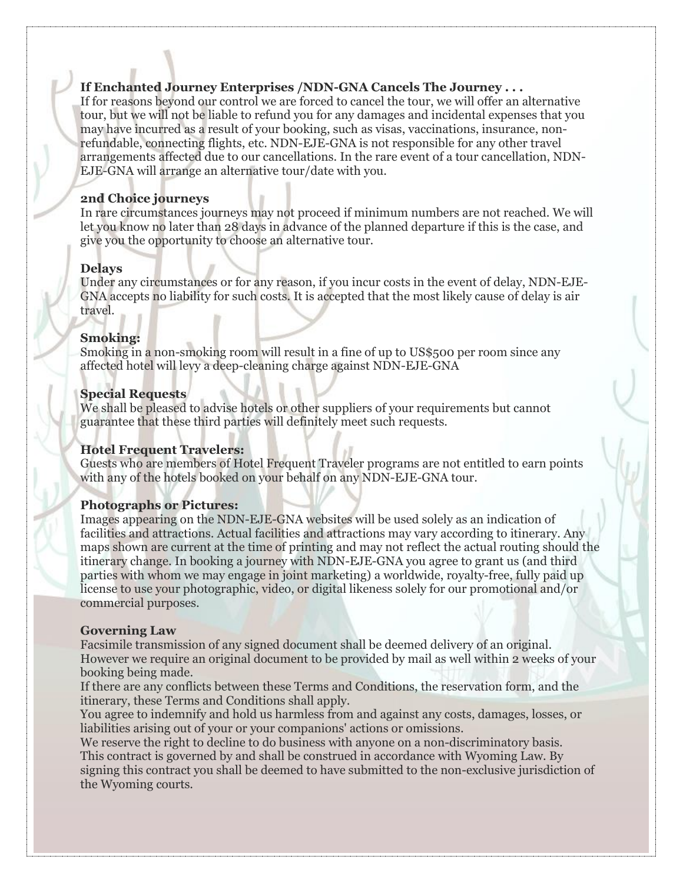**If Enchanted Journey Enterprises /NDN-GNA Cancels The Journey . . .**
If for reasons beyond our control we are forced to cancel the tour, we will offer an alternative tour, but we will not be liable to refund you for any damages and incidental expenses that you may have incurred as a result of your booking, such as visas, vaccinations, insurance, non-refundable, connecting flights, etc. NDN-EJE-GNA is not responsible for any other travel arrangements affected due to our cancellations. In the rare event of a tour cancellation, NDN-EJE-GNA will arrange an alternative tour/date with you.

**2nd Choice journeys**
In rare circumstances journeys may not proceed if minimum numbers are not reached. We will let you know no later than 28 days in advance of the planned departure if this is the case, and give you the opportunity to choose an alternative tour.

**Delays**
Under any circumstances or for any reason, if you incur costs in the event of delay, NDN-EJE-GNA accepts no liability for such costs. It is accepted that the most likely cause of delay is air travel.

**Smoking:**
Smoking in a non-smoking room will result in a fine of up to US$500 per room since any affected hotel will levy a deep-cleaning charge against NDN-EJE-GNA

**Special Requests**
We shall be pleased to advise hotels or other suppliers of your requirements but cannot guarantee that these third parties will definitely meet such requests.

**Hotel Frequent Travelers:**
Guests who are members of Hotel Frequent Traveler programs are not entitled to earn points with any of the hotels booked on your behalf on any NDN-EJE-GNA tour.

**Photographs or Pictures:**
Images appearing on the NDN-EJE-GNA websites will be used solely as an indication of facilities and attractions. Actual facilities and attractions may vary according to itinerary. Any maps shown are current at the time of printing and may not reflect the actual routing should the itinerary change. In booking a journey with NDN-EJE-GNA you agree to grant us (and third parties with whom we may engage in joint marketing) a worldwide, royalty-free, fully paid up license to use your photographic, video, or digital likeness solely for our promotional and/or commercial purposes.

**Governing Law**
Facsimile transmission of any signed document shall be deemed delivery of an original. However we require an original document to be provided by mail as well within 2 weeks of your booking being made.
If there are any conflicts between these Terms and Conditions, the reservation form, and the itinerary, these Terms and Conditions shall apply.
You agree to indemnify and hold us harmless from and against any costs, damages, losses, or liabilities arising out of your or your companions' actions or omissions.
We reserve the right to decline to do business with anyone on a non-discriminatory basis.
This contract is governed by and shall be construed in accordance with Wyoming Law. By signing this contract you shall be deemed to have submitted to the non-exclusive jurisdiction of the Wyoming courts.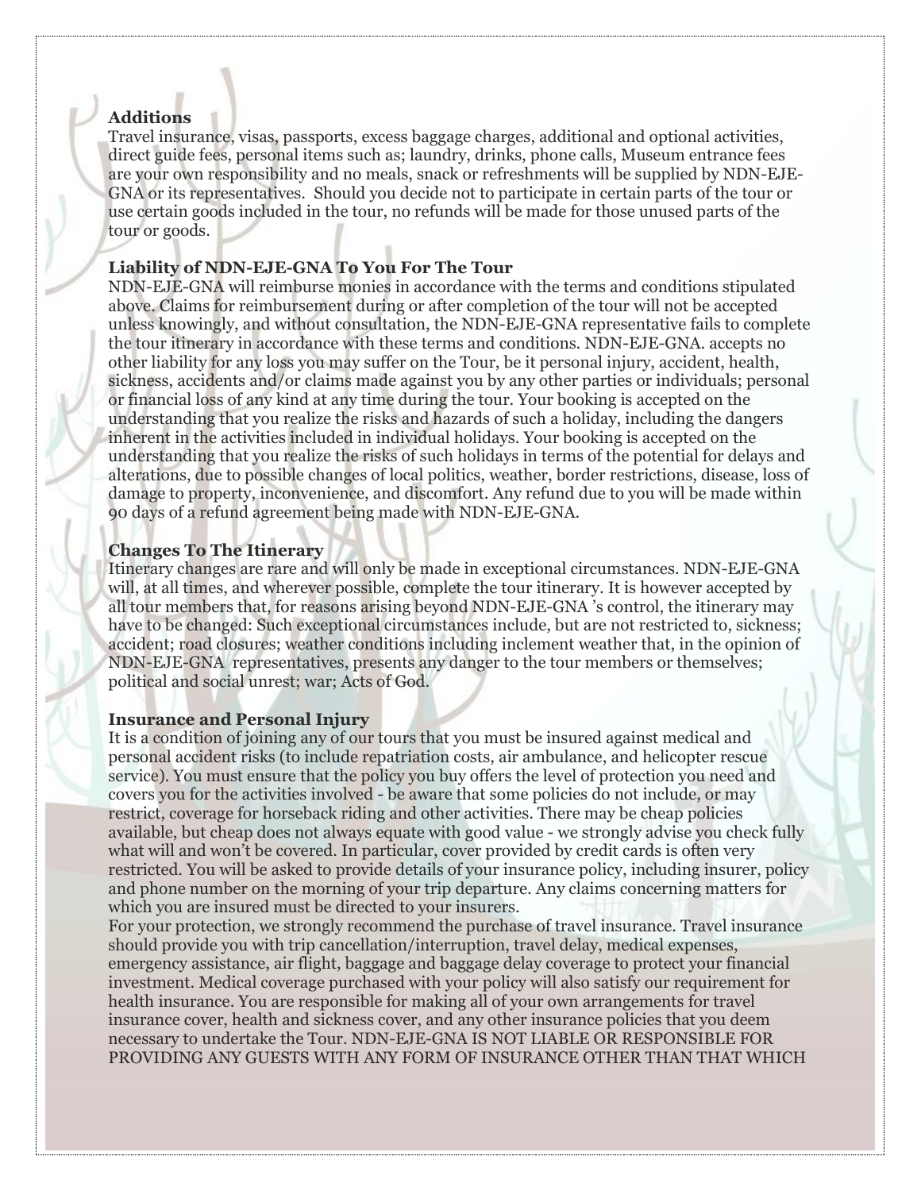**Additions**

Travel insurance, visas, passports, excess baggage charges, additional and optional activities, direct guide fees, personal items such as; laundry, drinks, phone calls, Museum entrance fees are your own responsibility and no meals, snack or refreshments will be supplied by NDN-EJE-GNA or its representatives. Should you decide not to participate in certain parts of the tour or use certain goods included in the tour, no refunds will be made for those unused parts of the tour or goods.

**Liability of NDN-EJE-GNA To You For The Tour**

NDN-EJE-GNA will reimburse monies in accordance with the terms and conditions stipulated above. Claims for reimbursement during or after completion of the tour will not be accepted unless knowingly, and without consultation, the NDN-EJE-GNA representative fails to complete the tour itinerary in accordance with these terms and conditions. NDN-EJE-GNA. accepts no other liability for any loss you may suffer on the Tour, be it personal injury, accident, health, sickness, accidents and/or claims made against you by any other parties or individuals; personal or financial loss of any kind at any time during the tour. Your booking is accepted on the understanding that you realize the risks and hazards of such a holiday, including the dangers inherent in the activities included in individual holidays. Your booking is accepted on the understanding that you realize the risks of such holidays in terms of the potential for delays and alterations, due to possible changes of local politics, weather, border restrictions, disease, loss of damage to property, inconvenience, and discomfort. Any refund due to you will be made within 90 days of a refund agreement being made with NDN-EJE-GNA.

**Changes To The Itinerary**

Itinerary changes are rare and will only be made in exceptional circumstances. NDN-EJE-GNA will, at all times, and wherever possible, complete the tour itinerary. It is however accepted by all tour members that, for reasons arising beyond NDN-EJE-GNA 's control, the itinerary may have to be changed: Such exceptional circumstances include, but are not restricted to, sickness; accident; road closures; weather conditions including inclement weather that, in the opinion of NDN-EJE-GNA representatives, presents any danger to the tour members or themselves; political and social unrest; war; Acts of God.

**Insurance and Personal Injury**

It is a condition of joining any of our tours that you must be insured against medical and personal accident risks (to include repatriation costs, air ambulance, and helicopter rescue service). You must ensure that the policy you buy offers the level of protection you need and covers you for the activities involved - be aware that some policies do not include, or may restrict, coverage for horseback riding and other activities. There may be cheap policies available, but cheap does not always equate with good value - we strongly advise you check fully what will and won't be covered. In particular, cover provided by credit cards is often very restricted. You will be asked to provide details of your insurance policy, including insurer, policy and phone number on the morning of your trip departure. Any claims concerning matters for which you are insured must be directed to your insurers.

For your protection, we strongly recommend the purchase of travel insurance. Travel insurance should provide you with trip cancellation/interruption, travel delay, medical expenses, emergency assistance, air flight, baggage and baggage delay coverage to protect your financial investment. Medical coverage purchased with your policy will also satisfy our requirement for health insurance. You are responsible for making all of your own arrangements for travel insurance cover, health and sickness cover, and any other insurance policies that you deem necessary to undertake the Tour. NDN-EJE-GNA IS NOT LIABLE OR RESPONSIBLE FOR PROVIDING ANY GUESTS WITH ANY FORM OF INSURANCE OTHER THAN THAT WHICH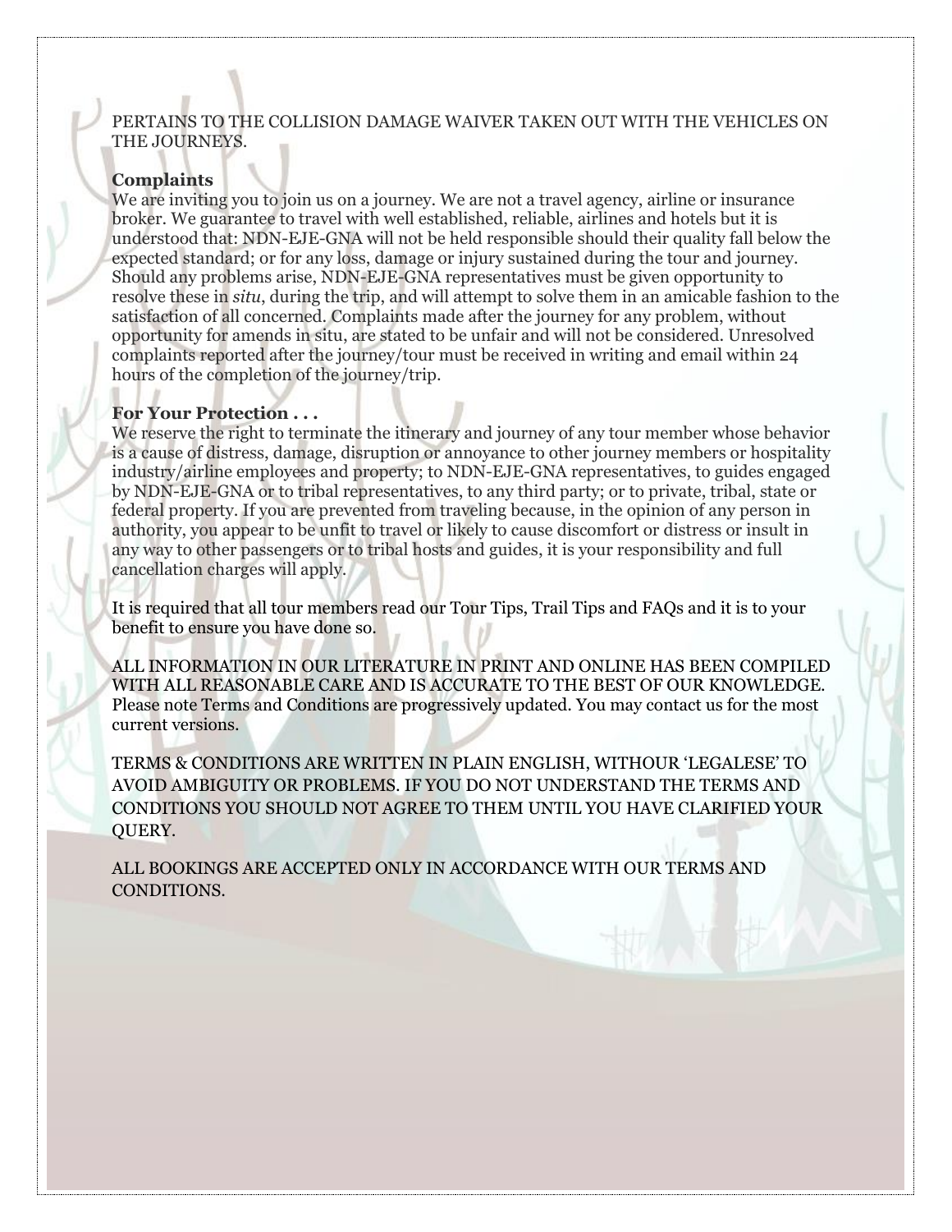PERTAINS TO THE COLLISION DAMAGE WAIVER TAKEN OUT WITH THE VEHICLES ON THE JOURNEYS.

**Complaints**

We are inviting you to join us on a journey. We are not a travel agency, airline or insurance broker. We guarantee to travel with well established, reliable, airlines and hotels but it is understood that: NDN-EJE-GNA will not be held responsible should their quality fall below the expected standard; or for any loss, damage or injury sustained during the tour and journey. Should any problems arise, NDN-EJE-GNA representatives must be given opportunity to resolve these in *situ*, during the trip, and will attempt to solve them in an amicable fashion to the satisfaction of all concerned. Complaints made after the journey for any problem, without opportunity for amends in situ, are stated to be unfair and will not be considered. Unresolved complaints reported after the journey/tour must be received in writing and email within 24 hours of the completion of the journey/trip.

**For Your Protection . . .**

We reserve the right to terminate the itinerary and journey of any tour member whose behavior is a cause of distress, damage, disruption or annoyance to other journey members or hospitality industry/airline employees and property; to NDN-EJE-GNA representatives, to guides engaged by NDN-EJE-GNA or to tribal representatives, to any third party; or to private, tribal, state or federal property. If you are prevented from traveling because, in the opinion of any person in authority, you appear to be unfit to travel or likely to cause discomfort or distress or insult in any way to other passengers or to tribal hosts and guides, it is your responsibility and full cancellation charges will apply.

It is required that all tour members read our Tour Tips, Trail Tips and FAQs and it is to your benefit to ensure you have done so.

ALL INFORMATION IN OUR LITERATURE IN PRINT AND ONLINE HAS BEEN COMPILED WITH ALL REASONABLE CARE AND IS ACCURATE TO THE BEST OF OUR KNOWLEDGE. Please note Terms and Conditions are progressively updated. You may contact us for the most current versions.

TERMS & CONDITIONS ARE WRITTEN IN PLAIN ENGLISH, WITHOUR 'LEGALESE' TO AVOID AMBIGUITY OR PROBLEMS. IF YOU DO NOT UNDERSTAND THE TERMS AND CONDITIONS YOU SHOULD NOT AGREE TO THEM UNTIL YOU HAVE CLARIFIED YOUR QUERY.

ALL BOOKINGS ARE ACCEPTED ONLY IN ACCORDANCE WITH OUR TERMS AND CONDITIONS.